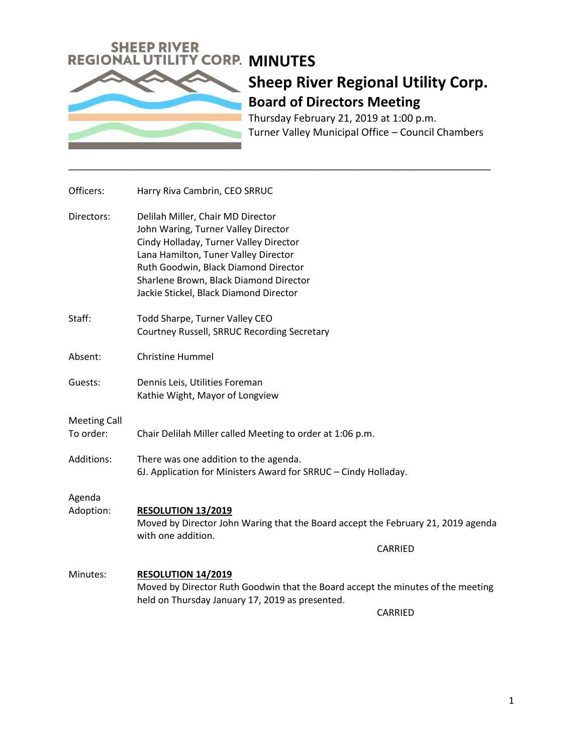SHEEP RIVER REGIONAL UTILITY CORP.

# MINUTES

## Sheep River Regional Utility Corp.

### Board of Directors Meeting

Thursday February 21, 2019 at 1:00 p.m.
Turner Valley Municipal Office – Council Chambers

---

**Officers:** Harry Riva Cambrin, CEO SRRUC

**Directors:**
Delilah Miller, Chair MD Director
John Waring, Turner Valley Director
Cindy Holladay, Turner Valley Director
Lana Hamilton, Tuner Valley Director
Ruth Goodwin, Black Diamond Director
Sharlene Brown, Black Diamond Director
Jackie Stickel, Black Diamond Director

**Staff:**
Todd Sharpe, Turner Valley CEO
Courtney Russell, SRRUC Recording Secretary

**Absent:** Christine Hummel

**Guests:**
Dennis Leis, Utilities Foreman
Kathie Wight, Mayor of Longview

**Meeting Call To order:** Chair Delilah Miller called Meeting to order at 1:06 p.m.

**Additions:** There was one addition to the agenda.
6J. Application for Ministers Award for SRRUC – Cindy Holladay.

**Agenda Adoption:**

**RESOLUTION 13/2019**
Moved by Director John Waring that the Board accept the February 21, 2019 agenda with one addition.

CARRIED

**Minutes:**

**RESOLUTION 14/2019**
Moved by Director Ruth Goodwin that the Board accept the minutes of the meeting held on Thursday January 17, 2019 as presented.

CARRIED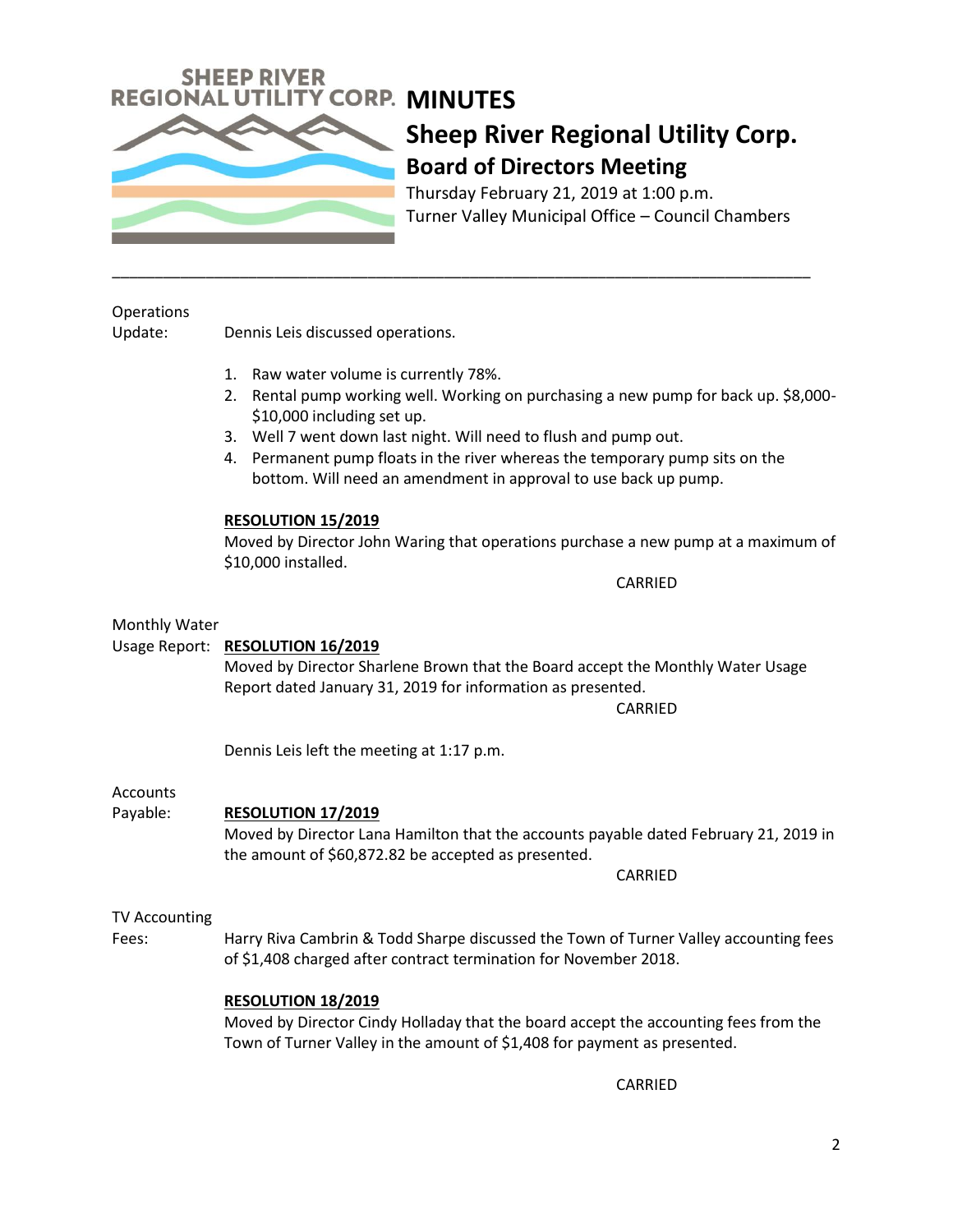# MINUTES

## Sheep River Regional Utility Corp.

### Board of Directors Meeting

Thursday February 21, 2019 at 1:00 p.m.
Turner Valley Municipal Office – Council Chambers

---

**Operations Update:** Dennis Leis discussed operations.

1. Raw water volume is currently 78%.
2. Rental pump working well. Working on purchasing a new pump for back up. $8,000-$10,000 including set up.
3. Well 7 went down last night. Will need to flush and pump out.
4. Permanent pump floats in the river whereas the temporary pump sits on the bottom. Will need an amendment in approval to use back up pump.

**RESOLUTION 15/2019**
Moved by Director John Waring that operations purchase a new pump at a maximum of $10,000 installed.

CARRIED

**Monthly Water Usage Report:**

**RESOLUTION 16/2019**
Moved by Director Sharlene Brown that the Board accept the Monthly Water Usage Report dated January 31, 2019 for information as presented.

CARRIED

Dennis Leis left the meeting at 1:17 p.m.

**Accounts Payable:**

**RESOLUTION 17/2019**
Moved by Director Lana Hamilton that the accounts payable dated February 21, 2019 in the amount of $60,872.82 be accepted as presented.

CARRIED

**TV Accounting Fees:** Harry Riva Cambrin & Todd Sharpe discussed the Town of Turner Valley accounting fees of $1,408 charged after contract termination for November 2018.

**RESOLUTION 18/2019**
Moved by Director Cindy Holladay that the board accept the accounting fees from the Town of Turner Valley in the amount of $1,408 for payment as presented.

CARRIED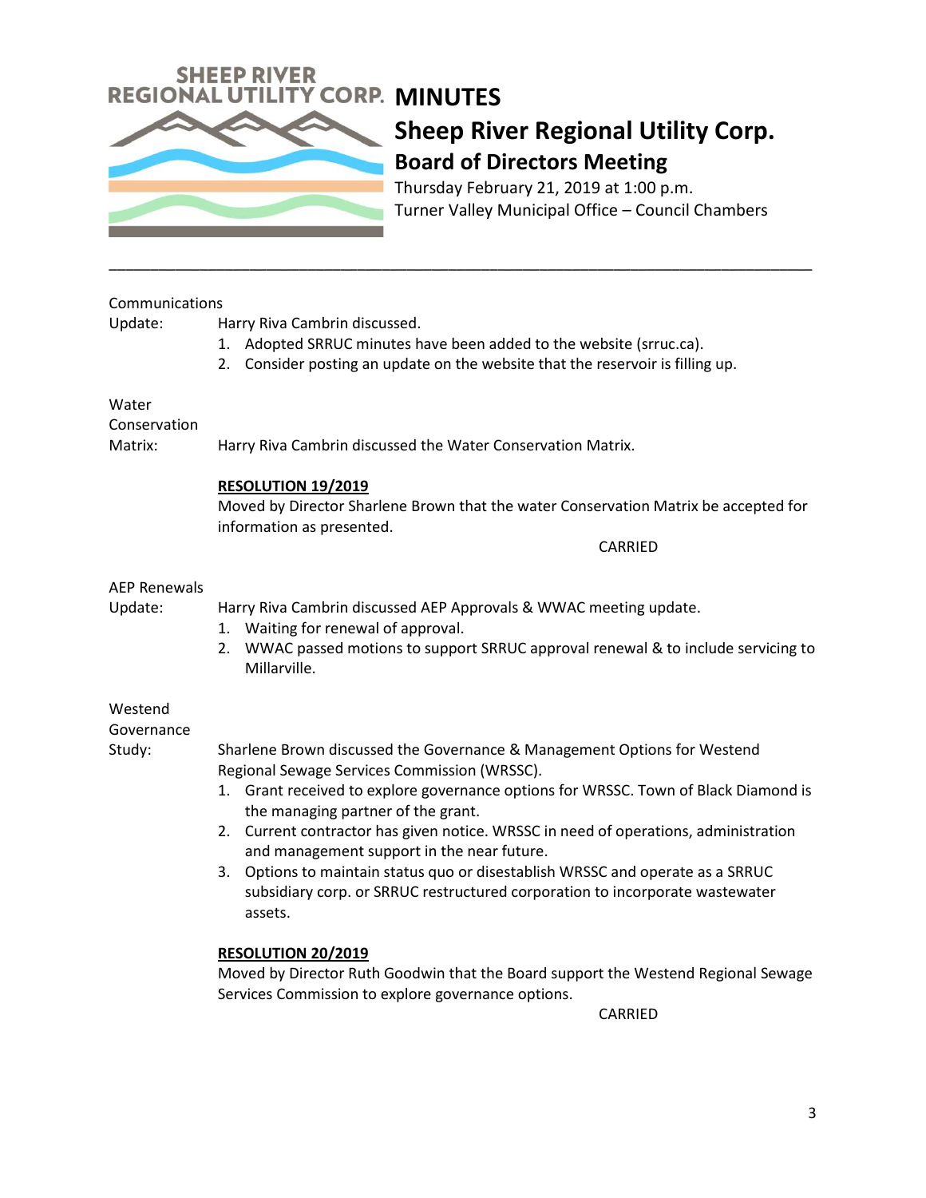# MINUTES

## Sheep River Regional Utility Corp.

### Board of Directors Meeting

Thursday February 21, 2019 at 1:00 p.m.
Turner Valley Municipal Office – Council Chambers

---

**Communications Update:**

Harry Riva Cambrin discussed.

1. Adopted SRRUC minutes have been added to the website (srruc.ca).
2. Consider posting an update on the website that the reservoir is filling up.

**Water Conservation Matrix:**

Harry Riva Cambrin discussed the Water Conservation Matrix.

**RESOLUTION 19/2019**

Moved by Director Sharlene Brown that the water Conservation Matrix be accepted for information as presented.

CARRIED

**AEP Renewals Update:**

Harry Riva Cambrin discussed AEP Approvals & WWAC meeting update.

1. Waiting for renewal of approval.
2. WWAC passed motions to support SRRUC approval renewal & to include servicing to Millarville.

**Westend Governance Study:**

Sharlene Brown discussed the Governance & Management Options for Westend Regional Sewage Services Commission (WRSSC).

1. Grant received to explore governance options for WRSSC. Town of Black Diamond is the managing partner of the grant.
2. Current contractor has given notice. WRSSC in need of operations, administration and management support in the near future.
3. Options to maintain status quo or disestablish WRSSC and operate as a SRRUC subsidiary corp. or SRRUC restructured corporation to incorporate wastewater assets.

**RESOLUTION 20/2019**

Moved by Director Ruth Goodwin that the Board support the Westend Regional Sewage Services Commission to explore governance options.

CARRIED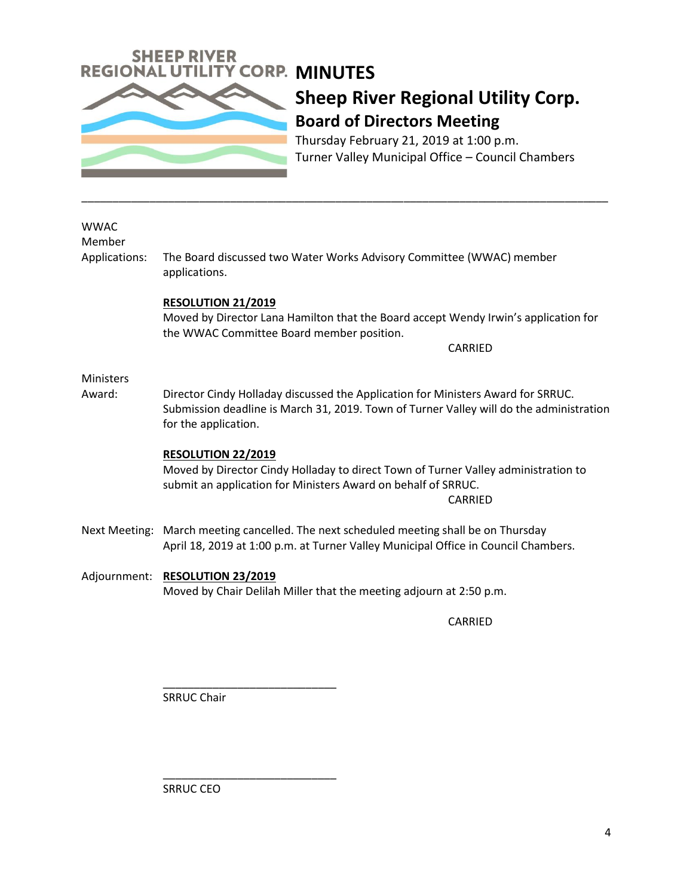# MINUTES

## Sheep River Regional Utility Corp.

### Board of Directors Meeting

Thursday February 21, 2019 at 1:00 p.m.
Turner Valley Municipal Office – Council Chambers

---

**WWAC Member Applications:** The Board discussed two Water Works Advisory Committee (WWAC) member applications.

**RESOLUTION 21/2019**
Moved by Director Lana Hamilton that the Board accept Wendy Irwin's application for the WWAC Committee Board member position.

CARRIED

**Ministers Award:** Director Cindy Holladay discussed the Application for Ministers Award for SRRUC. Submission deadline is March 31, 2019. Town of Turner Valley will do the administration for the application.

**RESOLUTION 22/2019**
Moved by Director Cindy Holladay to direct Town of Turner Valley administration to submit an application for Ministers Award on behalf of SRRUC.

CARRIED

**Next Meeting:** March meeting cancelled. The next scheduled meeting shall be on Thursday April 18, 2019 at 1:00 p.m. at Turner Valley Municipal Office in Council Chambers.

**Adjournment:** **RESOLUTION 23/2019**
Moved by Chair Delilah Miller that the meeting adjourn at 2:50 p.m.

CARRIED

_____________________________
SRRUC Chair

_____________________________
SRRUC CEO